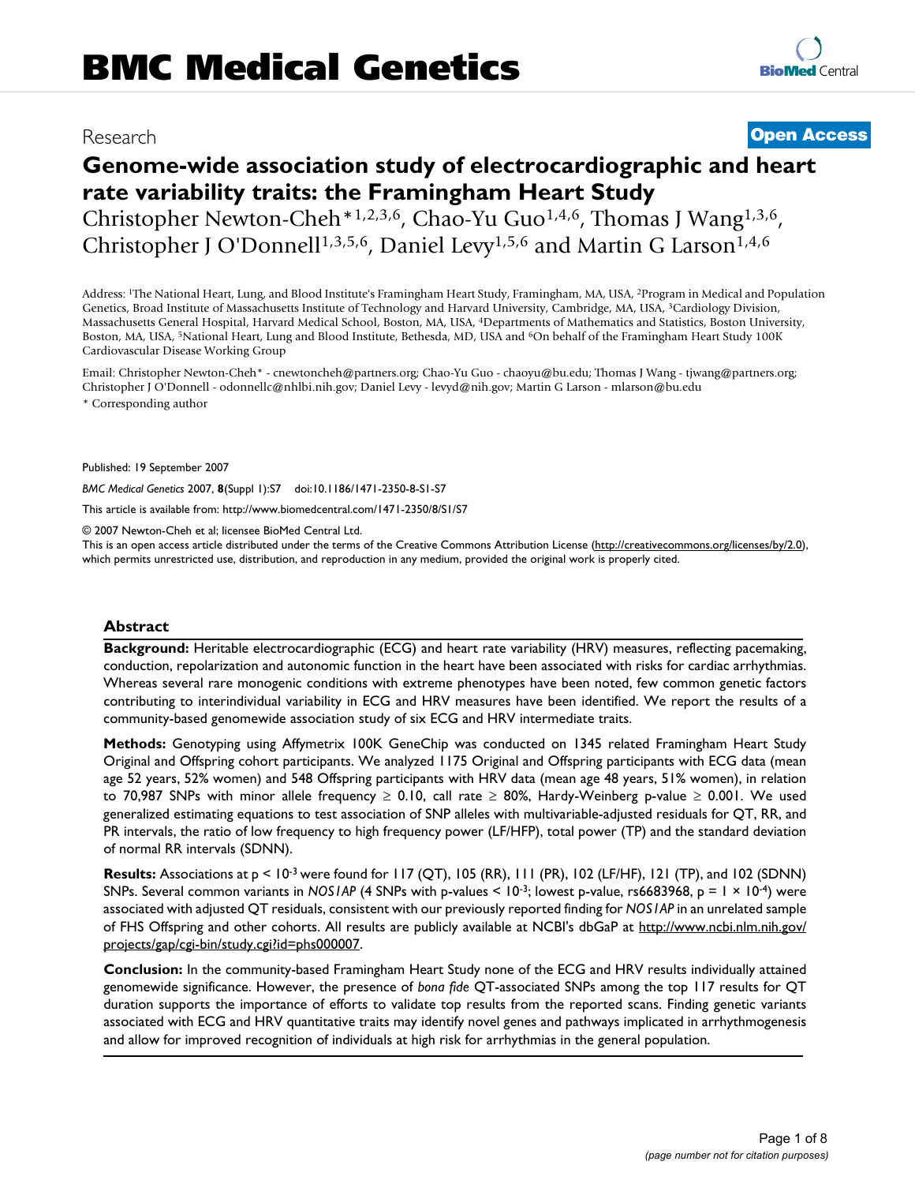Research **Open Access**

# Genome-wide association study of electrocardiographic and heart rate variability traits: the Framingham Heart Study

Christopher Newton-Cheh*[1,2,3,6], Chao-Yu Guo[1,4,6], Thomas J Wang[1,3,6], Christopher J O'Donnell[1,3,5,6], Daniel Levy[1,5,6] and Martin G Larson[1,4,6]

Address: [1]The National Heart, Lung, and Blood Institute's Framingham Heart Study, Framingham, MA, USA, [2]Program in Medical and Population Genetics, Broad Institute of Massachusetts Institute of Technology and Harvard University, Cambridge, MA, USA, [3]Cardiology Division, Massachusetts General Hospital, Harvard Medical School, Boston, MA, USA, [4]Departments of Mathematics and Statistics, Boston University, Boston, MA, USA, [5]National Heart, Lung and Blood Institute, Bethesda, MD, USA and [6]On behalf of the Framingham Heart Study 100K Cardiovascular Disease Working Group

Email: Christopher Newton-Cheh* - cnewtoncheh@partners.org; Chao-Yu Guo - chaoyu@bu.edu; Thomas J Wang - tjwang@partners.org; Christopher J O'Donnell - odonnellc@nhlbi.nih.gov; Daniel Levy - levyd@nih.gov; Martin G Larson - mlarson@bu.edu

* Corresponding author

Published: 19 September 2007

*BMC Medical Genetics* 2007, **8**(Suppl 1):S7 doi:10.1186/1471-2350-8-S1-S7

This article is available from: http://www.biomedcentral.com/1471-2350/8/S1/S7

© 2007 Newton-Cheh et al; licensee BioMed Central Ltd.

This is an open access article distributed under the terms of the Creative Commons Attribution License (http://creativecommons.org/licenses/by/2.0), which permits unrestricted use, distribution, and reproduction in any medium, provided the original work is properly cited.

## Abstract

**Background:** Heritable electrocardiographic (ECG) and heart rate variability (HRV) measures, reflecting pacemaking, conduction, repolarization and autonomic function in the heart have been associated with risks for cardiac arrhythmias. Whereas several rare monogenic conditions with extreme phenotypes have been noted, few common genetic factors contributing to interindividual variability in ECG and HRV measures have been identified. We report the results of a community-based genomewide association study of six ECG and HRV intermediate traits.

**Methods:** Genotyping using Affymetrix 100K GeneChip was conducted on 1345 related Framingham Heart Study Original and Offspring cohort participants. We analyzed 1175 Original and Offspring participants with ECG data (mean age 52 years, 52% women) and 548 Offspring participants with HRV data (mean age 48 years, 51% women), in relation to 70,987 SNPs with minor allele frequency ≥ 0.10, call rate ≥ 80%, Hardy-Weinberg p-value ≥ 0.001. We used generalized estimating equations to test association of SNP alleles with multivariable-adjusted residuals for QT, RR, and PR intervals, the ratio of low frequency to high frequency power (LF/HFP), total power (TP) and the standard deviation of normal RR intervals (SDNN).

**Results:** Associations at $p < 10^{-3}$ were found for 117 (QT), 105 (RR), 111 (PR), 102 (LF/HF), 121 (TP), and 102 (SDNN) SNPs. Several common variants in *NOS1AP* (4 SNPs with p-values $< 10^{-3}$; lowest p-value, rs6683968, $p = 1 \times 10^{-4}$) were associated with adjusted QT residuals, consistent with our previously reported finding for *NOS1AP* in an unrelated sample of FHS Offspring and other cohorts. All results are publicly available at NCBI's dbGaP at http://www.ncbi.nlm.nih.gov/projects/gap/cgi-bin/study.cgi?id=phs000007.

**Conclusion:** In the community-based Framingham Heart Study none of the ECG and HRV results individually attained genomewide significance. However, the presence of *bona fide* QT-associated SNPs among the top 117 results for QT duration supports the importance of efforts to validate top results from the reported scans. Finding genetic variants associated with ECG and HRV quantitative traits may identify novel genes and pathways implicated in arrhythmogenesis and allow for improved recognition of individuals at high risk for arrhythmias in the general population.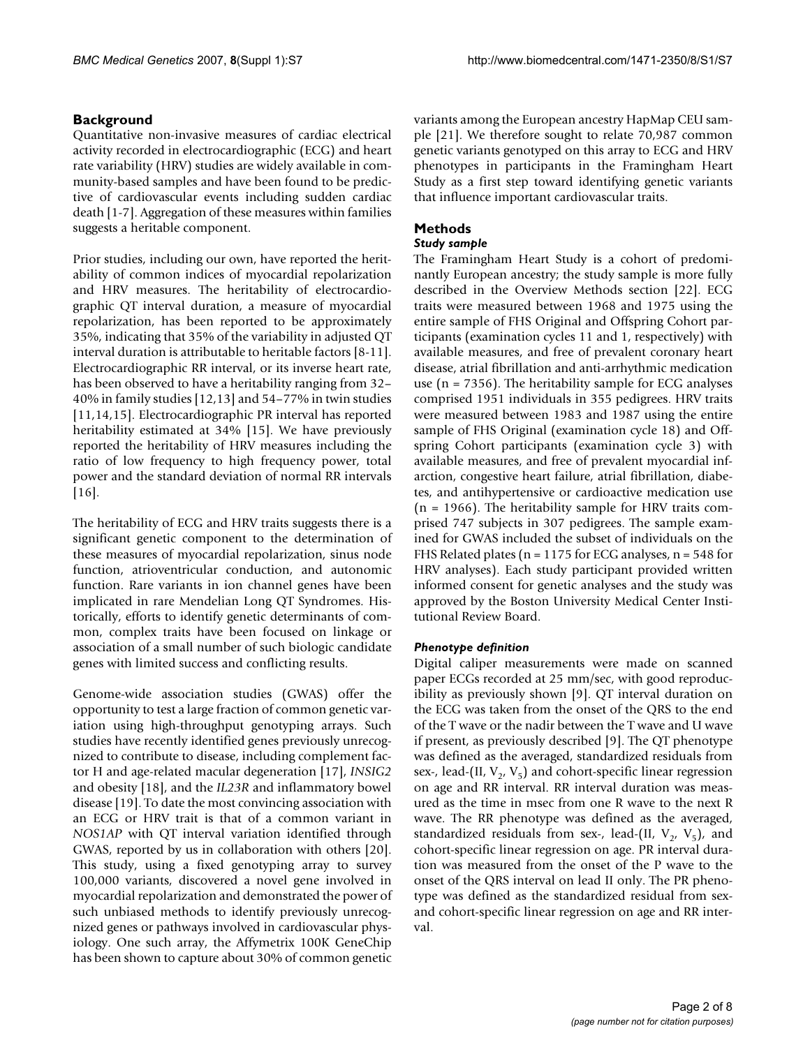## Background

Quantitative non-invasive measures of cardiac electrical activity recorded in electrocardiographic (ECG) and heart rate variability (HRV) studies are widely available in community-based samples and have been found to be predictive of cardiovascular events including sudden cardiac death [1-7]. Aggregation of these measures within families suggests a heritable component.

Prior studies, including our own, have reported the heritability of common indices of myocardial repolarization and HRV measures. The heritability of electrocardiographic QT interval duration, a measure of myocardial repolarization, has been reported to be approximately 35%, indicating that 35% of the variability in adjusted QT interval duration is attributable to heritable factors [8-11]. Electrocardiographic RR interval, or its inverse heart rate, has been observed to have a heritability ranging from 32–40% in family studies [12,13] and 54–77% in twin studies [11,14,15]. Electrocardiographic PR interval has reported heritability estimated at 34% [15]. We have previously reported the heritability of HRV measures including the ratio of low frequency to high frequency power, total power and the standard deviation of normal RR intervals [16].

The heritability of ECG and HRV traits suggests there is a significant genetic component to the determination of these measures of myocardial repolarization, sinus node function, atrioventricular conduction, and autonomic function. Rare variants in ion channel genes have been implicated in rare Mendelian Long QT Syndromes. Historically, efforts to identify genetic determinants of common, complex traits have been focused on linkage or association of a small number of such biologic candidate genes with limited success and conflicting results.

Genome-wide association studies (GWAS) offer the opportunity to test a large fraction of common genetic variation using high-throughput genotyping arrays. Such studies have recently identified genes previously unrecognized to contribute to disease, including complement factor H and age-related macular degeneration [17], *INSIG2* and obesity [18], and the *IL23R* and inflammatory bowel disease [19]. To date the most convincing association with an ECG or HRV trait is that of a common variant in *NOS1AP* with QT interval variation identified through GWAS, reported by us in collaboration with others [20]. This study, using a fixed genotyping array to survey 100,000 variants, discovered a novel gene involved in myocardial repolarization and demonstrated the power of such unbiased methods to identify previously unrecognized genes or pathways involved in cardiovascular physiology. One such array, the Affymetrix 100K GeneChip has been shown to capture about 30% of common genetic variants among the European ancestry HapMap CEU sample [21]. We therefore sought to relate 70,987 common genetic variants genotyped on this array to ECG and HRV phenotypes in participants in the Framingham Heart Study as a first step toward identifying genetic variants that influence important cardiovascular traits.

## Methods

### Study sample

The Framingham Heart Study is a cohort of predominantly European ancestry; the study sample is more fully described in the Overview Methods section [22]. ECG traits were measured between 1968 and 1975 using the entire sample of FHS Original and Offspring Cohort participants (examination cycles 11 and 1, respectively) with available measures, and free of prevalent coronary heart disease, atrial fibrillation and anti-arrhythmic medication use (n = 7356). The heritability sample for ECG analyses comprised 1951 individuals in 355 pedigrees. HRV traits were measured between 1983 and 1987 using the entire sample of FHS Original (examination cycle 18) and Offspring Cohort participants (examination cycle 3) with available measures, and free of prevalent myocardial infarction, congestive heart failure, atrial fibrillation, diabetes, and antihypertensive or cardioactive medication use (n = 1966). The heritability sample for HRV traits comprised 747 subjects in 307 pedigrees. The sample examined for GWAS included the subset of individuals on the FHS Related plates (n = 1175 for ECG analyses, n = 548 for HRV analyses). Each study participant provided written informed consent for genetic analyses and the study was approved by the Boston University Medical Center Institutional Review Board.

### Phenotype definition

Digital caliper measurements were made on scanned paper ECGs recorded at 25 mm/sec, with good reproducibility as previously shown [9]. QT interval duration on the ECG was taken from the onset of the QRS to the end of the T wave or the nadir between the T wave and U wave if present, as previously described [9]. The QT phenotype was defined as the averaged, standardized residuals from sex-, lead-(II, $V_2$, $V_5$) and cohort-specific linear regression on age and RR interval. RR interval duration was measured as the time in msec from one R wave to the next R wave. The RR phenotype was defined as the averaged, standardized residuals from sex-, lead-(II, $V_2$, $V_5$), and cohort-specific linear regression on age. PR interval duration was measured from the onset of the P wave to the onset of the QRS interval on lead II only. The PR phenotype was defined as the standardized residual from sex- and cohort-specific linear regression on age and RR interval.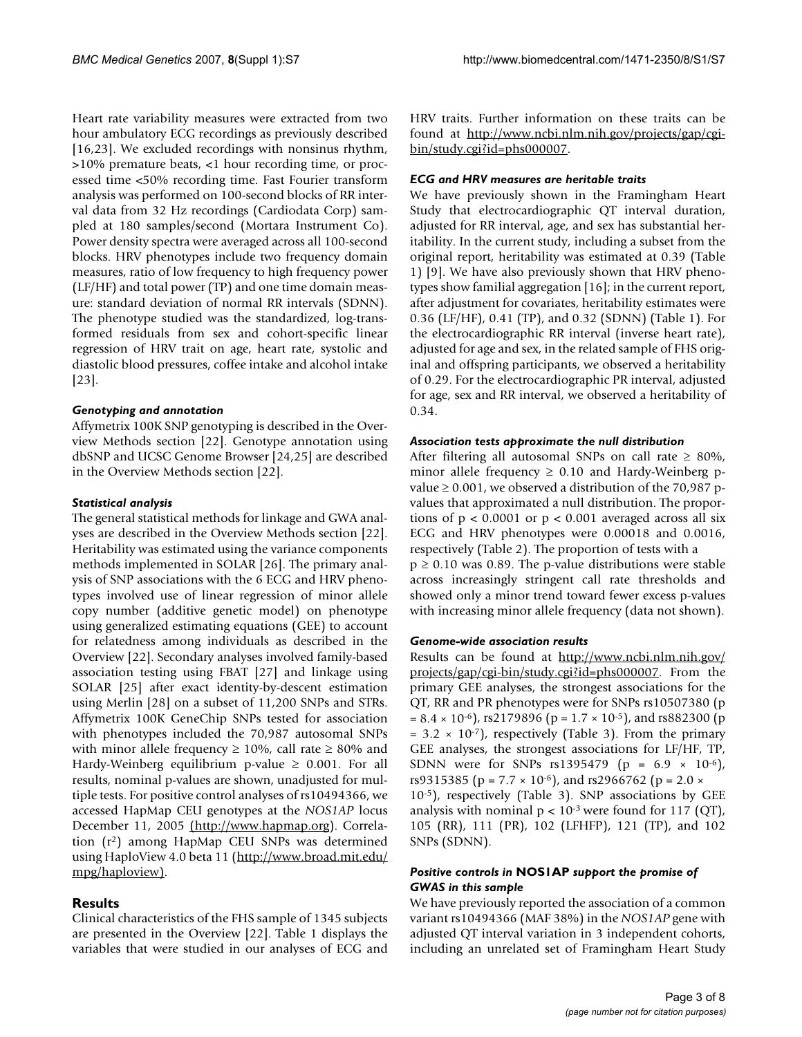Heart rate variability measures were extracted from two hour ambulatory ECG recordings as previously described [16,23]. We excluded recordings with nonsinus rhythm, >10% premature beats, <1 hour recording time, or processed time <50% recording time. Fast Fourier transform analysis was performed on 100-second blocks of RR interval data from 32 Hz recordings (Cardiodata Corp) sampled at 180 samples/second (Mortara Instrument Co). Power density spectra were averaged across all 100-second blocks. HRV phenotypes include two frequency domain measures, ratio of low frequency to high frequency power (LF/HF) and total power (TP) and one time domain measure: standard deviation of normal RR intervals (SDNN). The phenotype studied was the standardized, log-transformed residuals from sex and cohort-specific linear regression of HRV trait on age, heart rate, systolic and diastolic blood pressures, coffee intake and alcohol intake [23].

### *Genotyping and annotation*

Affymetrix 100K SNP genotyping is described in the Overview Methods section [22]. Genotype annotation using dbSNP and UCSC Genome Browser [24,25] are described in the Overview Methods section [22].

### *Statistical analysis*

The general statistical methods for linkage and GWA analyses are described in the Overview Methods section [22]. Heritability was estimated using the variance components methods implemented in SOLAR [26]. The primary analysis of SNP associations with the 6 ECG and HRV phenotypes involved use of linear regression of minor allele copy number (additive genetic model) on phenotype using generalized estimating equations (GEE) to account for relatedness among individuals as described in the Overview [22]. Secondary analyses involved family-based association testing using FBAT [27] and linkage using SOLAR [25] after exact identity-by-descent estimation using Merlin [28] on a subset of 11,200 SNPs and STRs. Affymetrix 100K GeneChip SNPs tested for association with phenotypes included the 70,987 autosomal SNPs with minor allele frequency ≥ 10%, call rate ≥ 80% and Hardy-Weinberg equilibrium p-value ≥ 0.001. For all results, nominal p-values are shown, unadjusted for multiple tests. For positive control analyses of rs10494366, we accessed HapMap CEU genotypes at the *NOS1AP* locus December 11, 2005 (http://www.hapmap.org). Correlation ($r^2$) among HapMap CEU SNPs was determined using HaploView 4.0 beta 11 (http://www.broad.mit.edu/mpg/haploview).

## Results

Clinical characteristics of the FHS sample of 1345 subjects are presented in the Overview [22]. Table 1 displays the variables that were studied in our analyses of ECG and HRV traits. Further information on these traits can be found at http://www.ncbi.nlm.nih.gov/projects/gap/cgi-bin/study.cgi?id=phs000007.

### *ECG and HRV measures are heritable traits*

We have previously shown in the Framingham Heart Study that electrocardiographic QT interval duration, adjusted for RR interval, age, and sex has substantial heritability. In the current study, including a subset from the original report, heritability was estimated at 0.39 (Table 1) [9]. We have also previously shown that HRV phenotypes show familial aggregation [16]; in the current report, after adjustment for covariates, heritability estimates were 0.36 (LF/HF), 0.41 (TP), and 0.32 (SDNN) (Table 1). For the electrocardiographic RR interval (inverse heart rate), adjusted for age and sex, in the related sample of FHS original and offspring participants, we observed a heritability of 0.29. For the electrocardiographic PR interval, adjusted for age, sex and RR interval, we observed a heritability of 0.34.

### *Association tests approximate the null distribution*

After filtering all autosomal SNPs on call rate ≥ 80%, minor allele frequency ≥ 0.10 and Hardy-Weinberg p-value ≥ 0.001, we observed a distribution of the 70,987 p-values that approximated a null distribution. The proportions of $p < 0.0001$ or $p < 0.001$ averaged across all six ECG and HRV phenotypes were 0.00018 and 0.0016, respectively (Table 2). The proportion of tests with a $p \geq 0.10$ was 0.89. The p-value distributions were stable across increasingly stringent call rate thresholds and showed only a minor trend toward fewer excess p-values with increasing minor allele frequency (data not shown).

### *Genome-wide association results*

Results can be found at http://www.ncbi.nlm.nih.gov/projects/gap/cgi-bin/study.cgi?id=phs000007. From the primary GEE analyses, the strongest associations for the QT, RR and PR phenotypes were for SNPs rs10507380 ($p = 8.4 \times 10^{-6}$), rs2179896 ($p = 1.7 \times 10^{-5}$), and rs882300 ($p = 3.2 \times 10^{-7}$), respectively (Table 3). From the primary GEE analyses, the strongest associations for LF/HF, TP, SDNN were for SNPs rs1395479 ($p = 6.9 \times 10^{-6}$), rs9315385 ($p = 7.7 \times 10^{-6}$), and rs2966762 ($p = 2.0 \times 10^{-5}$), respectively (Table 3). SNP associations by GEE analysis with nominal $p < 10^{-3}$ were found for 117 (QT), 105 (RR), 111 (PR), 102 (LFHFP), 121 (TP), and 102 SNPs (SDNN).

### *Positive controls in* **NOS1AP** *support the promise of GWAS in this sample*

We have previously reported the association of a common variant rs10494366 (MAF 38%) in the *NOS1AP* gene with adjusted QT interval variation in 3 independent cohorts, including an unrelated set of Framingham Heart Study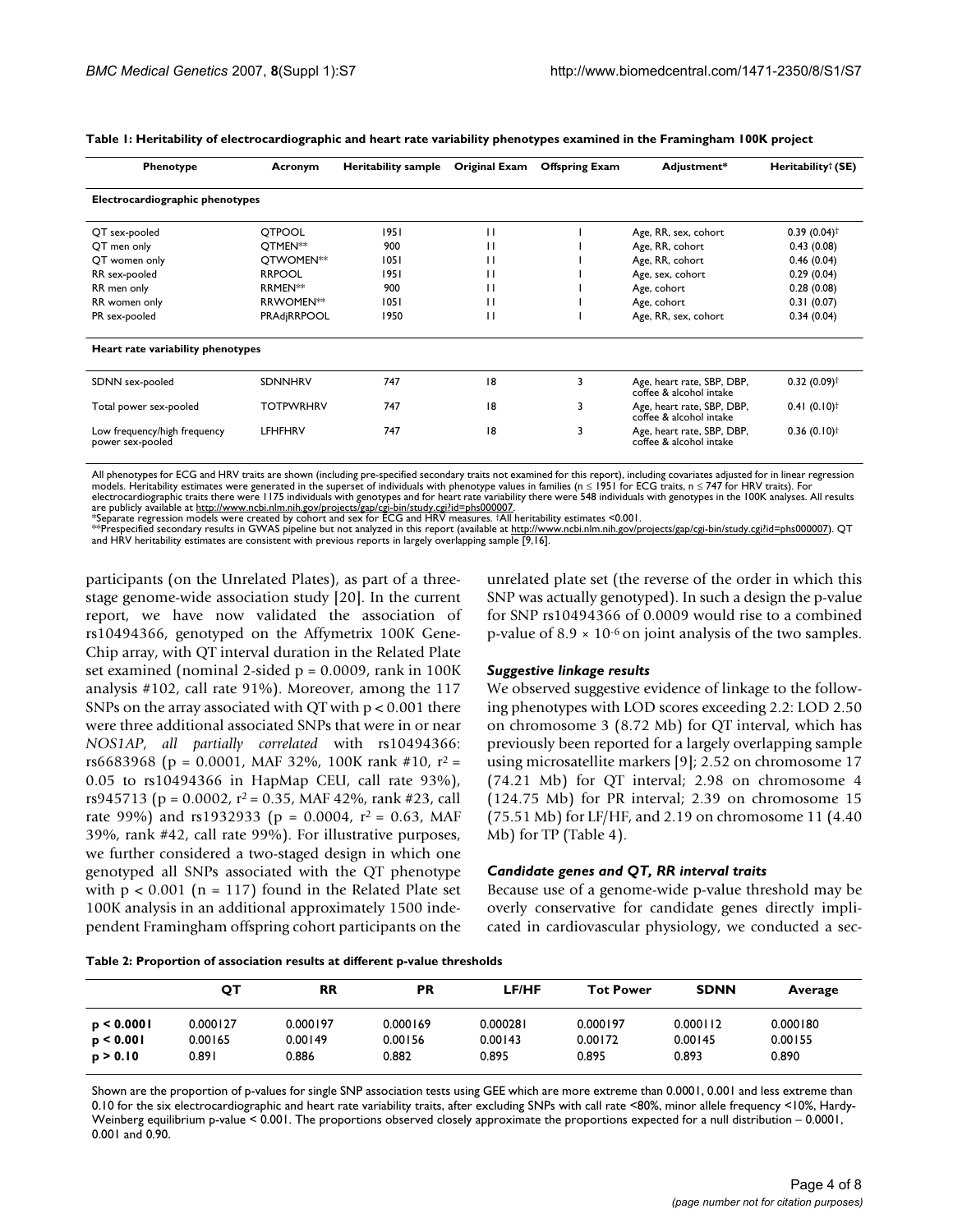**Table 1: Heritability of electrocardiographic and heart rate variability phenotypes examined in the Framingham 100K project**

| Phenotype | Acronym | Heritability sample | Original Exam | Offspring Exam | Adjustment* | Heritability† (SE) |
|---|---|---|---|---|---|---|
| **Electrocardiographic phenotypes** | | | | | | |
| QT sex-pooled | QTPOOL | 1951 | 11 | 1 | Age, RR, sex, cohort | 0.39 (0.04)† |
| QT men only | QTMEN** | 900 | 11 | 1 | Age, RR, cohort | 0.43 (0.08) |
| QT women only | QTWOMEN** | 1051 | 11 | 1 | Age, RR, cohort | 0.46 (0.04) |
| RR sex-pooled | RRPOOL | 1951 | 11 | 1 | Age, sex, cohort | 0.29 (0.04) |
| RR men only | RRMEN** | 900 | 11 | 1 | Age, cohort | 0.28 (0.08) |
| RR women only | RRWOMEN** | 1051 | 11 | 1 | Age, cohort | 0.31 (0.07) |
| PR sex-pooled | PRAdjRRPOOL | 1950 | 11 | 1 | Age, RR, sex, cohort | 0.34 (0.04) |
| **Heart rate variability phenotypes** | | | | | | |
| SDNN sex-pooled | SDNNHRV | 747 | 18 | 3 | Age, heart rate, SBP, DBP, coffee & alcohol intake | 0.32 (0.09)† |
| Total power sex-pooled | TOTPWRHRV | 747 | 18 | 3 | Age, heart rate, SBP, DBP, coffee & alcohol intake | 0.41 (0.10)† |
| Low frequency/high frequency power sex-pooled | LFHFHRV | 747 | 18 | 3 | Age, heart rate, SBP, DBP, coffee & alcohol intake | 0.36 (0.10)† |

All phenotypes for ECG and HRV traits are shown (including pre-specified secondary traits not examined for this report), including covariates adjusted for in linear regression models. Heritability estimates were generated in the superset of individuals with phenotype values in families (n ≤ 1951 for ECG traits, n ≤ 747 for HRV traits). For electrocardiographic traits there were 1175 individuals with genotypes and for heart rate variability there were 548 individuals with genotypes in the 100K analyses. All results are publicly available at http://www.ncbi.nlm.nih.gov/projects/gap/cgi-bin/study.cgi?id=phs000007.
*Separate regression models were created by cohort and sex for ECG and HRV measures. †All heritability estimates <0.001.
**Prespecified secondary results in GWAS pipeline but not analyzed in this report (available at http://www.ncbi.nlm.nih.gov/projects/gap/cgi-bin/study.cgi?id=phs000007). QT and HRV heritability estimates are consistent with previous reports in largely overlapping sample [9,16].

participants (on the Unrelated Plates), as part of a three-stage genome-wide association study [20]. In the current report, we have now validated the association of rs10494366, genotyped on the Affymetrix 100K Gene-Chip array, with QT interval duration in the Related Plate set examined (nominal 2-sided p = 0.0009, rank in 100K analysis #102, call rate 91%). Moreover, among the 117 SNPs on the array associated with QT with p < 0.001 there were three additional associated SNPs that were in or near *NOS1AP, all partially correlated* with rs10494366: rs6683968 (p = 0.0001, MAF 32%, 100K rank #10, $r^2$ = 0.05 to rs10494366 in HapMap CEU, call rate 93%), rs945713 (p = 0.0002, $r^2$ = 0.35, MAF 42%, rank #23, call rate 99%) and rs1932933 (p = 0.0004, $r^2$ = 0.63, MAF 39%, rank #42, call rate 99%). For illustrative purposes, we further considered a two-staged design in which one genotyped all SNPs associated with the QT phenotype with p < 0.001 (n = 117) found in the Related Plate set 100K analysis in an additional approximately 1500 independent Framingham offspring cohort participants on the unrelated plate set (the reverse of the order in which this SNP was actually genotyped). In such a design the p-value for SNP rs10494366 of 0.0009 would rise to a combined p-value of $8.9 \times 10^{-6}$ on joint analysis of the two samples.

### *Suggestive linkage results*

We observed suggestive evidence of linkage to the following phenotypes with LOD scores exceeding 2.2: LOD 2.50 on chromosome 3 (8.72 Mb) for QT interval, which has previously been reported for a largely overlapping sample using microsatellite markers [9]; 2.52 on chromosome 17 (74.21 Mb) for QT interval; 2.98 on chromosome 4 (124.75 Mb) for PR interval; 2.39 on chromosome 15 (75.51 Mb) for LF/HF, and 2.19 on chromosome 11 (4.40 Mb) for TP (Table 4).

### *Candidate genes and QT, RR interval traits*

Because use of a genome-wide p-value threshold may be overly conservative for candidate genes directly implicated in cardiovascular physiology, we conducted a sec-

**Table 2: Proportion of association results at different p-value thresholds**

| | QT | RR | PR | LF/HF | Tot Power | SDNN | Average |
|---|---|---|---|---|---|---|---|
| **p < 0.0001** | 0.000127 | 0.000197 | 0.000169 | 0.000281 | 0.000197 | 0.000112 | 0.000180 |
| **p < 0.001** | 0.00165 | 0.00149 | 0.00156 | 0.00143 | 0.00172 | 0.00145 | 0.00155 |
| **p > 0.10** | 0.891 | 0.886 | 0.882 | 0.895 | 0.895 | 0.893 | 0.890 |

Shown are the proportion of p-values for single SNP association tests using GEE which are more extreme than 0.0001, 0.001 and less extreme than 0.10 for the six electrocardiographic and heart rate variability traits, after excluding SNPs with call rate <80%, minor allele frequency <10%, Hardy-Weinberg equilibrium p-value < 0.001. The proportions observed closely approximate the proportions expected for a null distribution – 0.0001, 0.001 and 0.90.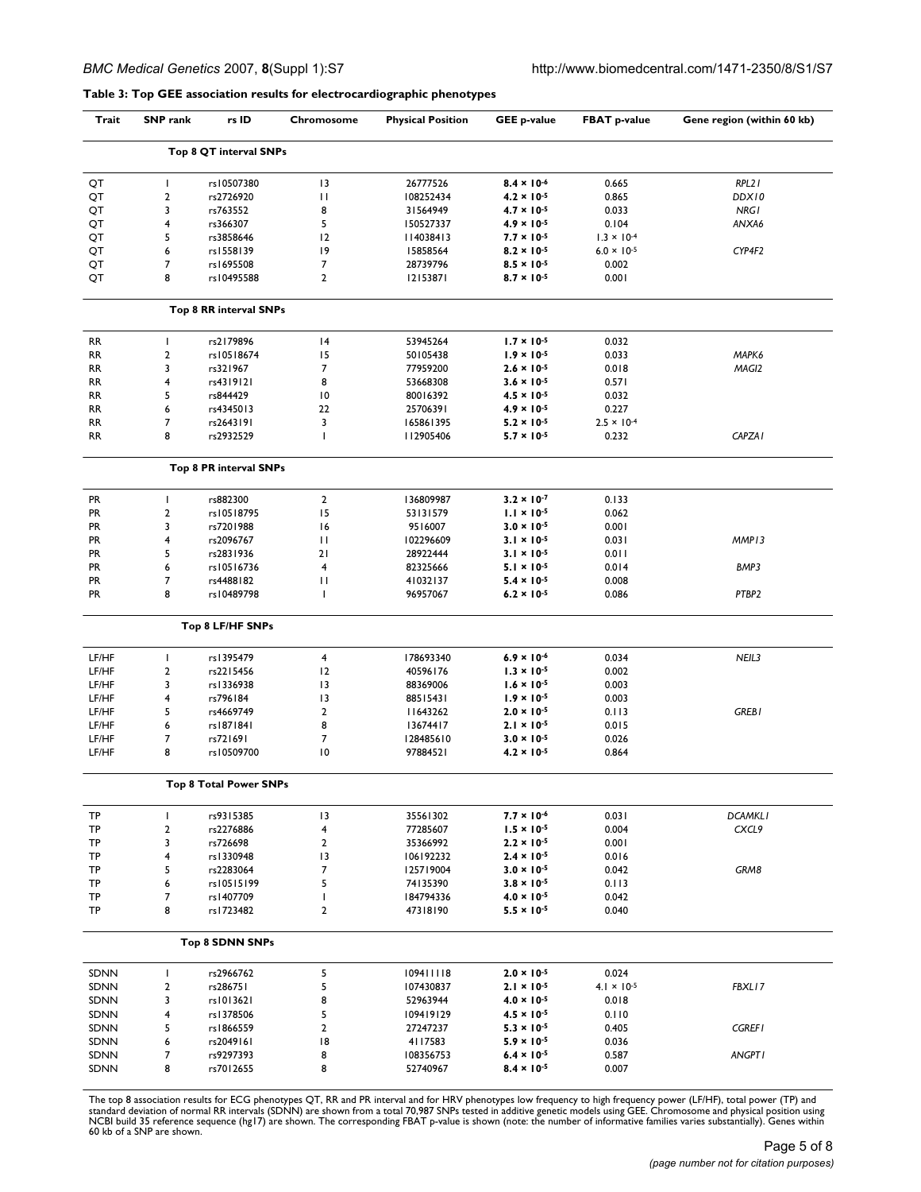**Table 3: Top GEE association results for electrocardiographic phenotypes**

| Trait | SNP rank | rs ID | Chromosome | Physical Position | GEE p-value | FBAT p-value | Gene region (within 60 kb) |
|---|---|---|---|---|---|---|---|
| | Top 8 QT interval SNPs | | | | | | |
| QT | 1 | rs10507380 | 13 | 26777526 | **$8.4 \times 10^{-6}$** | 0.665 | *RPL21* |
| QT | 2 | rs2726920 | 11 | 108252434 | **$4.2 \times 10^{-5}$** | 0.865 | *DDX10* |
| QT | 3 | rs763552 | 8 | 31564949 | **$4.7 \times 10^{-5}$** | 0.033 | *NRG1* |
| QT | 4 | rs366307 | 5 | 150527337 | **$4.9 \times 10^{-5}$** | 0.104 | *ANXA6* |
| QT | 5 | rs3858646 | 12 | 114038413 | **$7.7 \times 10^{-5}$** | $1.3 \times 10^{-4}$ | |
| QT | 6 | rs1558139 | 19 | 15858564 | **$8.2 \times 10^{-5}$** | $6.0 \times 10^{-5}$ | *CYP4F2* |
| QT | 7 | rs1695508 | 7 | 28739796 | **$8.5 \times 10^{-5}$** | 0.002 | |
| QT | 8 | rs10495588 | 2 | 12153871 | **$8.7 \times 10^{-5}$** | 0.001 | |
| | Top 8 RR interval SNPs | | | | | | |
| RR | 1 | rs2179896 | 14 | 53945264 | **$1.7 \times 10^{-5}$** | 0.032 | |
| RR | 2 | rs10518674 | 15 | 50105438 | **$1.9 \times 10^{-5}$** | 0.033 | *MAPK6* |
| RR | 3 | rs321967 | 7 | 77959200 | **$2.6 \times 10^{-5}$** | 0.018 | *MAGI2* |
| RR | 4 | rs4319121 | 8 | 53668308 | **$3.6 \times 10^{-5}$** | 0.571 | |
| RR | 5 | rs844429 | 10 | 80016392 | **$4.5 \times 10^{-5}$** | 0.032 | |
| RR | 6 | rs4345013 | 22 | 25706391 | **$4.9 \times 10^{-5}$** | 0.227 | |
| RR | 7 | rs2643191 | 3 | 165861395 | **$5.2 \times 10^{-5}$** | $2.5 \times 10^{-4}$ | |
| RR | 8 | rs2932529 | 1 | 112905406 | **$5.7 \times 10^{-5}$** | 0.232 | *CAPZA1* |
| | Top 8 PR interval SNPs | | | | | | |
| PR | 1 | rs882300 | 2 | 136809987 | **$3.2 \times 10^{-7}$** | 0.133 | |
| PR | 2 | rs10518795 | 15 | 53131579 | **$1.1 \times 10^{-5}$** | 0.062 | |
| PR | 3 | rs7201988 | 16 | 9516007 | **$3.0 \times 10^{-5}$** | 0.001 | |
| PR | 4 | rs2096767 | 11 | 102296609 | **$3.1 \times 10^{-5}$** | 0.031 | *MMP13* |
| PR | 5 | rs2831936 | 21 | 28922444 | **$3.1 \times 10^{-5}$** | 0.011 | |
| PR | 6 | rs10516736 | 4 | 82325666 | **$5.1 \times 10^{-5}$** | 0.014 | *BMP3* |
| PR | 7 | rs4488182 | 11 | 41032137 | **$5.4 \times 10^{-5}$** | 0.008 | |
| PR | 8 | rs10489798 | 1 | 96957067 | **$6.2 \times 10^{-5}$** | 0.086 | *PTBP2* |
| | Top 8 LF/HF SNPs | | | | | | |
| LF/HF | 1 | rs1395479 | 4 | 178693340 | **$6.9 \times 10^{-6}$** | 0.034 | *NEIL3* |
| LF/HF | 2 | rs2215456 | 12 | 40596176 | **$1.3 \times 10^{-5}$** | 0.002 | |
| LF/HF | 3 | rs1336938 | 13 | 88369006 | **$1.6 \times 10^{-5}$** | 0.003 | |
| LF/HF | 4 | rs796184 | 13 | 88515431 | **$1.9 \times 10^{-5}$** | 0.003 | |
| LF/HF | 5 | rs4669749 | 2 | 11643262 | **$2.0 \times 10^{-5}$** | 0.113 | *GREB1* |
| LF/HF | 6 | rs1871841 | 8 | 13674417 | **$2.1 \times 10^{-5}$** | 0.015 | |
| LF/HF | 7 | rs721691 | 7 | 128485610 | **$3.0 \times 10^{-5}$** | 0.026 | |
| LF/HF | 8 | rs10509700 | 10 | 97884521 | **$4.2 \times 10^{-5}$** | 0.864 | |
| | Top 8 Total Power SNPs | | | | | | |
| TP | 1 | rs9315385 | 13 | 35561302 | **$7.7 \times 10^{-6}$** | 0.031 | *DCAMKL1* |
| TP | 2 | rs2276886 | 4 | 77285607 | **$1.5 \times 10^{-5}$** | 0.004 | *CXCL9* |
| TP | 3 | rs726698 | 2 | 35366992 | **$2.2 \times 10^{-5}$** | 0.001 | |
| TP | 4 | rs1330948 | 13 | 106192232 | **$2.4 \times 10^{-5}$** | 0.016 | |
| TP | 5 | rs2283064 | 7 | 125719004 | **$3.0 \times 10^{-5}$** | 0.042 | *GRM8* |
| TP | 6 | rs10515199 | 5 | 74135390 | **$3.8 \times 10^{-5}$** | 0.113 | |
| TP | 7 | rs1407709 | 1 | 184794336 | **$4.0 \times 10^{-5}$** | 0.042 | |
| TP | 8 | rs1723482 | 2 | 47318190 | **$5.5 \times 10^{-5}$** | 0.040 | |
| | Top 8 SDNN SNPs | | | | | | |
| SDNN | 1 | rs2966762 | 5 | 109411118 | **$2.0 \times 10^{-5}$** | 0.024 | |
| SDNN | 2 | rs286751 | 5 | 107430837 | **$2.1 \times 10^{-5}$** | $4.1 \times 10^{-5}$ | *FBXL17* |
| SDNN | 3 | rs1013621 | 8 | 52963944 | **$4.0 \times 10^{-5}$** | 0.018 | |
| SDNN | 4 | rs1378506 | 5 | 109419129 | **$4.5 \times 10^{-5}$** | 0.110 | |
| SDNN | 5 | rs1866559 | 2 | 27247237 | **$5.3 \times 10^{-5}$** | 0.405 | *CGREF1* |
| SDNN | 6 | rs2049161 | 18 | 4117583 | **$5.9 \times 10^{-5}$** | 0.036 | |
| SDNN | 7 | rs9297393 | 8 | 108356753 | **$6.4 \times 10^{-5}$** | 0.587 | *ANGPT1* |
| SDNN | 8 | rs7012655 | 8 | 52740967 | **$8.4 \times 10^{-5}$** | 0.007 | |

The top 8 association results for ECG phenotypes QT, RR and PR interval and for HRV phenotypes low frequency to high frequency power (LF/HF), total power (TP) and standard deviation of normal RR intervals (SDNN) are shown from a total 70,987 SNPs tested in additive genetic models using GEE. Chromosome and physical position using NCBI build 35 reference sequence (hg17) are shown. The corresponding FBAT p-value is shown (note: the number of informative families varies substantially). Genes within 60 kb of a SNP are shown.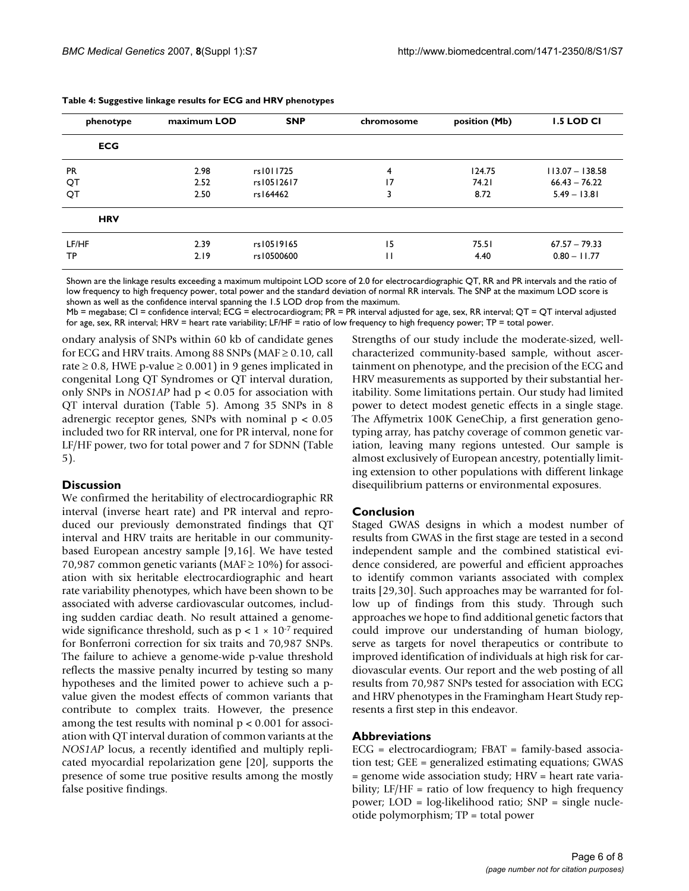**Table 4: Suggestive linkage results for ECG and HRV phenotypes**

| phenotype | maximum LOD | SNP | chromosome | position (Mb) | 1.5 LOD CI |
| --- | --- | --- | --- | --- | --- |
| **ECG** | | | | | |
| PR | 2.98 | rs1011725 | 4 | 124.75 | 113.07 – 138.58 |
| QT | 2.52 | rs10512617 | 17 | 74.21 | 66.43 – 76.22 |
| QT | 2.50 | rs164462 | 3 | 8.72 | 5.49 – 13.81 |
| **HRV** | | | | | |
| LF/HF | 2.39 | rs10519165 | 15 | 75.51 | 67.57 – 79.33 |
| TP | 2.19 | rs10500600 | 11 | 4.40 | 0.80 – 11.77 |

Shown are the linkage results exceeding a maximum multipoint LOD score of 2.0 for electrocardiographic QT, RR and PR intervals and the ratio of low frequency to high frequency power, total power and the standard deviation of normal RR intervals. The SNP at the maximum LOD score is shown as well as the confidence interval spanning the 1.5 LOD drop from the maximum.

Mb = megabase; CI = confidence interval; ECG = electrocardiogram; PR = PR interval adjusted for age, sex, RR interval; QT = QT interval adjusted for age, sex, RR interval; HRV = heart rate variability; LF/HF = ratio of low frequency to high frequency power; TP = total power.

ondary analysis of SNPs within 60 kb of candidate genes for ECG and HRV traits. Among 88 SNPs (MAF $\geq 0.10$, call rate $\geq 0.8$, HWE p-value $\geq 0.001$) in 9 genes implicated in congenital Long QT Syndromes or QT interval duration, only SNPs in *NOS1AP* had $p < 0.05$ for association with QT interval duration (Table 5). Among 35 SNPs in 8 adrenergic receptor genes, SNPs with nominal $p < 0.05$ included two for RR interval, one for PR interval, none for LF/HF power, two for total power and 7 for SDNN (Table 5).

## Discussion

We confirmed the heritability of electrocardiographic RR interval (inverse heart rate) and PR interval and reproduced our previously demonstrated findings that QT interval and HRV traits are heritable in our community-based European ancestry sample [9,16]. We have tested 70,987 common genetic variants (MAF $\geq$ 10%) for association with six heritable electrocardiographic and heart rate variability phenotypes, which have been shown to be associated with adverse cardiovascular outcomes, including sudden cardiac death. No result attained a genome-wide significance threshold, such as $p < 1 \times 10^{-7}$ required for Bonferroni correction for six traits and 70,987 SNPs. The failure to achieve a genome-wide p-value threshold reflects the massive penalty incurred by testing so many hypotheses and the limited power to achieve such a p-value given the modest effects of common variants that contribute to complex traits. However, the presence among the test results with nominal $p < 0.001$ for association with QT interval duration of common variants at the *NOS1AP* locus, a recently identified and multiply replicated myocardial repolarization gene [20], supports the presence of some true positive results among the mostly false positive findings.

Strengths of our study include the moderate-sized, well-characterized community-based sample, without ascertainment on phenotype, and the precision of the ECG and HRV measurements as supported by their substantial heritability. Some limitations pertain. Our study had limited power to detect modest genetic effects in a single stage. The Affymetrix 100K GeneChip, a first generation genotyping array, has patchy coverage of common genetic variation, leaving many regions untested. Our sample is almost exclusively of European ancestry, potentially limiting extension to other populations with different linkage disequilibrium patterns or environmental exposures.

## Conclusion

Staged GWAS designs in which a modest number of results from GWAS in the first stage are tested in a second independent sample and the combined statistical evidence considered, are powerful and efficient approaches to identify common variants associated with complex traits [29,30]. Such approaches may be warranted for follow up of findings from this study. Through such approaches we hope to find additional genetic factors that could improve our understanding of human biology, serve as targets for novel therapeutics or contribute to improved identification of individuals at high risk for cardiovascular events. Our report and the web posting of all results from 70,987 SNPs tested for association with ECG and HRV phenotypes in the Framingham Heart Study represents a first step in this endeavor.

## Abbreviations

ECG = electrocardiogram; FBAT = family-based association test; GEE = generalized estimating equations; GWAS = genome wide association study; HRV = heart rate variability; LF/HF = ratio of low frequency to high frequency power; LOD = log-likelihood ratio; SNP = single nucleotide polymorphism; TP = total power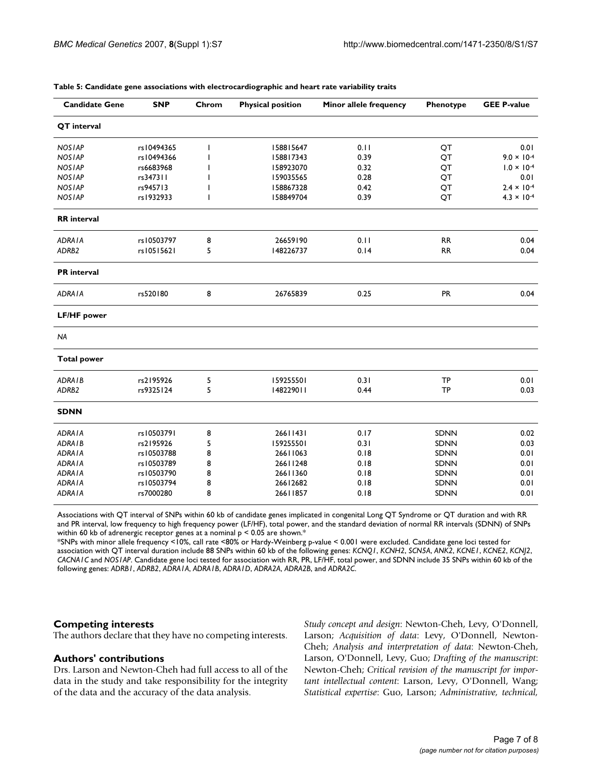**Table 5: Candidate gene associations with electrocardiographic and heart rate variability traits**

| Candidate Gene | SNP | Chrom | Physical position | Minor allele frequency | Phenotype | GEE P-value |
|---|---|---|---|---|---|---|
| **QT interval** | | | | | | |
| *NOS1AP* | rs10494365 | 1 | 158815647 | 0.11 | QT | 0.01 |
| *NOS1AP* | rs10494366 | 1 | 158817343 | 0.39 | QT | $9.0 \times 10^{-4}$ |
| *NOS1AP* | rs6683968 | 1 | 158923070 | 0.32 | QT | $1.0 \times 10^{-4}$ |
| *NOS1AP* | rs347311 | 1 | 159035565 | 0.28 | QT | 0.01 |
| *NOS1AP* | rs945713 | 1 | 158867328 | 0.42 | QT | $2.4 \times 10^{-4}$ |
| *NOS1AP* | rs1932933 | 1 | 158849704 | 0.39 | QT | $4.3 \times 10^{-4}$ |
| **RR interval** | | | | | | |
| *ADRA1A* | rs10503797 | 8 | 26659190 | 0.11 | RR | 0.04 |
| *ADRB2* | rs10515621 | 5 | 148226737 | 0.14 | RR | 0.04 |
| **PR interval** | | | | | | |
| *ADRA1A* | rs520180 | 8 | 26765839 | 0.25 | PR | 0.04 |
| **LF/HF power** | | | | | | |
| *NA* | | | | | | |
| **Total power** | | | | | | |
| *ADRA1B* | rs2195926 | 5 | 159255501 | 0.31 | TP | 0.01 |
| *ADRB2* | rs9325124 | 5 | 148229011 | 0.44 | TP | 0.03 |
| **SDNN** | | | | | | |
| *ADRA1A* | rs10503791 | 8 | 26611431 | 0.17 | SDNN | 0.02 |
| *ADRA1B* | rs2195926 | 5 | 159255501 | 0.31 | SDNN | 0.03 |
| *ADRA1A* | rs10503788 | 8 | 26611063 | 0.18 | SDNN | 0.01 |
| *ADRA1A* | rs10503789 | 8 | 26611248 | 0.18 | SDNN | 0.01 |
| *ADRA1A* | rs10503790 | 8 | 26611360 | 0.18 | SDNN | 0.01 |
| *ADRA1A* | rs10503794 | 8 | 26612682 | 0.18 | SDNN | 0.01 |
| *ADRA1A* | rs7000280 | 8 | 26611857 | 0.18 | SDNN | 0.01 |

Associations with QT interval of SNPs within 60 kb of candidate genes implicated in congenital Long QT Syndrome or QT duration and with RR and PR interval, low frequency to high frequency power (LF/HF), total power, and the standard deviation of normal RR intervals (SDNN) of SNPs within 60 kb of adrenergic receptor genes at a nominal $p < 0.05$ are shown.*

*SNPs with minor allele frequency <10%, call rate <80% or Hardy-Weinberg p-value < 0.001 were excluded. Candidate gene loci tested for association with QT interval duration include 88 SNPs within 60 kb of the following genes: *KCNQ1*, *KCNH2*, *SCN5A*, *ANK2*, *KCNE1*, *KCNE2*, *KCNJ2*, *CACNA1C* and *NOS1AP*. Candidate gene loci tested for association with RR, PR, LF/HF, total power, and SDNN include 35 SNPs within 60 kb of the following genes: *ADRB1*, *ADRB2*, *ADRA1A*, *ADRA1B*, *ADRA1D*, *ADRA2A*, *ADRA2B*, and *ADRA2C*.

## Competing interests

The authors declare that they have no competing interests.

## Authors' contributions

Drs. Larson and Newton-Cheh had full access to all of the data in the study and take responsibility for the integrity of the data and the accuracy of the data analysis. *Study concept and design*: Newton-Cheh, Levy, O'Donnell, Larson; *Acquisition of data*: Levy, O'Donnell, Newton-Cheh; *Analysis and interpretation of data*: Newton-Cheh, Larson, O'Donnell, Levy, Guo; *Drafting of the manuscript*: Newton-Cheh; *Critical revision of the manuscript for important intellectual content*: Larson, Levy, O'Donnell, Wang; *Statistical expertise*: Guo, Larson; *Administrative, technical,*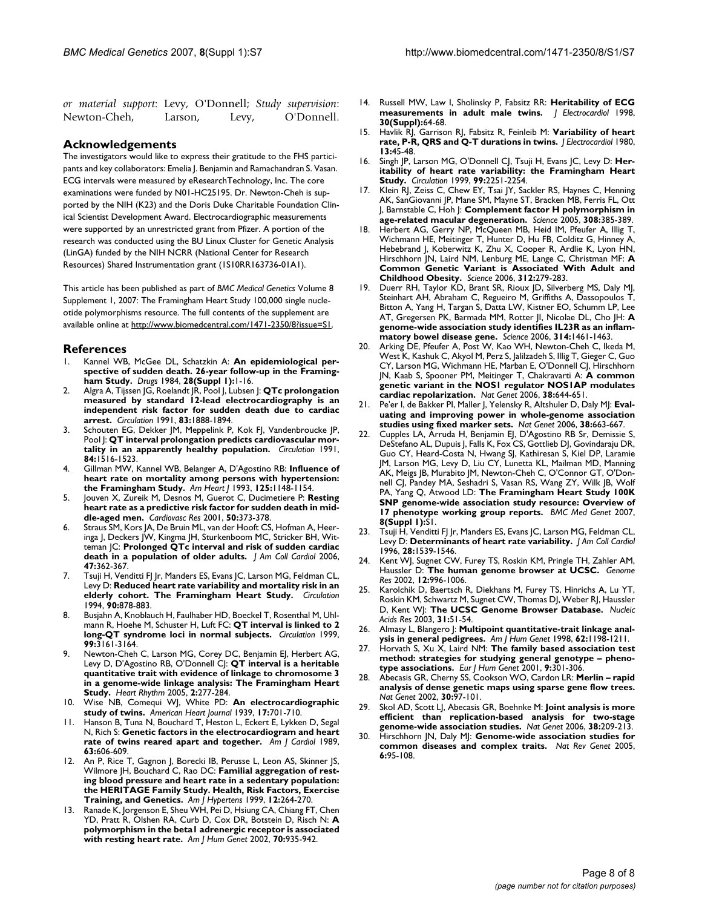*or material support*: Levy, O'Donnell; *Study supervision*: Newton-Cheh, Larson, Levy, O'Donnell.

## Acknowledgements

The investigators would like to express their gratitude to the FHS participants and key collaborators: Emelia J. Benjamin and Ramachandran S. Vasan. ECG intervals were measured by eResearchTechnology, Inc. The core examinations were funded by N01-HC25195. Dr. Newton-Cheh is supported by the NIH (K23) and the Doris Duke Charitable Foundation Clinical Scientist Development Award. Electrocardiographic measurements were supported by an unrestricted grant from Pfizer. A portion of the research was conducted using the BU Linux Cluster for Genetic Analysis (LinGA) funded by the NIH NCRR (National Center for Research Resources) Shared Instrumentation grant (1S10RR163736-01A1).

This article has been published as part of *BMC Medical Genetics* Volume 8 Supplement 1, 2007: The Framingham Heart Study 100,000 single nucleotide polymorphisms resource. The full contents of the supplement are available online at http://www.biomedcentral.com/1471-2350/8?issue=S1.

## References

1. Kannel WB, McGee DL, Schatzkin A: **An epidemiological perspective of sudden death. 26-year follow-up in the Framingham Study.** *Drugs* 1984, **28(Suppl 1):**1-16.
2. Algra A, Tijssen JG, Roelandt JR, Pool J, Lubsen J: **QTc prolongation measured by standard 12-lead electrocardiography is an independent risk factor for sudden death due to cardiac arrest.** *Circulation* 1991, **83:**1888-1894.
3. Schouten EG, Dekker JM, Meppelink P, Kok FJ, Vandenbroucke JP, Pool J: **QT interval prolongation predicts cardiovascular mortality in an apparently healthy population.** *Circulation* 1991, **84:**1516-1523.
4. Gillman MW, Kannel WB, Belanger A, D'Agostino RB: **Influence of heart rate on mortality among persons with hypertension: the Framingham Study.** *Am Heart J* 1993, **125:**1148-1154.
5. Jouven X, Zureik M, Desnos M, Guerot C, Ducimetiere P: **Resting heart rate as a predictive risk factor for sudden death in middle-aged men.** *Cardiovasc Res* 2001, **50:**373-378.
6. Straus SM, Kors JA, De Bruin ML, van der Hooft CS, Hofman A, Heeringa J, Deckers JW, Kingma JH, Sturkenboom MC, Stricker BH, Witteman JC: **Prolonged QTc interval and risk of sudden cardiac death in a population of older adults.** *J Am Coll Cardiol* 2006, **47:**362-367.
7. Tsuji H, Venditti FJ Jr, Manders ES, Evans JC, Larson MG, Feldman CL, Levy D: **Reduced heart rate variability and mortality risk in an elderly cohort. The Framingham Heart Study.** *Circulation* 1994, **90:**878-883.
8. Busjahn A, Knoblauch H, Faulhaber HD, Boeckel T, Rosenthal M, Uhlmann R, Hoehe M, Schuster H, Luft FC: **QT interval is linked to 2 long-QT syndrome loci in normal subjects.** *Circulation* 1999, **99:**3161-3164.
9. Newton-Cheh C, Larson MG, Corey DC, Benjamin EJ, Herbert AG, Levy D, D'Agostino RB, O'Donnell CJ: **QT interval is a heritable quantitative trait with evidence of linkage to chromosome 3 in a genome-wide linkage analysis: The Framingham Heart Study.** *Heart Rhythm* 2005, **2:**277-284.
10. Wise NB, Comequi WJ, White PD: **An electrocardiographic study of twins.** *American Heart Journal* 1939, **17:**701-710.
11. Hanson B, Tuna N, Bouchard T, Heston L, Eckert E, Lykken D, Segal N, Rich S: **Genetic factors in the electrocardiogram and heart rate of twins reared apart and together.** *Am J Cardiol* 1989, **63:**606-609.
12. An P, Rice T, Gagnon J, Borecki IB, Perusse L, Leon AS, Skinner JS, Wilmore JH, Bouchard C, Rao DC: **Familial aggregation of resting blood pressure and heart rate in a sedentary population: the HERITAGE Family Study. Health, Risk Factors, Exercise Training, and Genetics.** *Am J Hypertens* 1999, **12:**264-270.
13. Ranade K, Jorgenson E, Sheu WH, Pei D, Hsiung CA, Chiang FT, Chen YD, Pratt R, Olshen RA, Curb D, Cox DR, Botstein D, Risch N: **A polymorphism in the beta1 adrenergic receptor is associated with resting heart rate.** *Am J Hum Genet* 2002, **70:**935-942.
14. Russell MW, Law I, Sholinsky P, Fabsitz RR: **Heritability of ECG measurements in adult male twins.** *J Electrocardiol* 1998, **30(Suppl):**64-68.
15. Havlik RJ, Garrison RJ, Fabsitz R, Feinleib M: **Variability of heart rate, P-R, QRS and Q-T durations in twins.** *J Electrocardiol* 1980, **13:**45-48.
16. Singh JP, Larson MG, O'Donnell CJ, Tsuji H, Evans JC, Levy D: **Heritability of heart rate variability: the Framingham Heart Study.** *Circulation* 1999, **99:**2251-2254.
17. Klein RJ, Zeiss C, Chew EY, Tsai JY, Sackler RS, Haynes C, Henning AK, SanGiovanni JP, Mane SM, Mayne ST, Bracken MB, Ferris FL, Ott J, Barnstable C, Hoh J: **Complement factor H polymorphism in age-related macular degeneration.** *Science* 2005, **308:**385-389.
18. Herbert AG, Gerry NP, McQueen MB, Heid IM, Pfeufer A, Illig T, Wichmann HE, Meitinger T, Hunter D, Hu FB, Colditz G, Hinney A, Hebebrand J, Koberwitz K, Zhu X, Cooper R, Ardlie K, Lyon HN, Hirschhorn JN, Laird NM, Lenburg ME, Lange C, Christman MF: **A Common Genetic Variant is Associated With Adult and Childhood Obesity.** *Science* 2006, **312:**279-283.
19. Duerr RH, Taylor KD, Brant SR, Rioux JD, Silverberg MS, Daly MJ, Steinhart AH, Abraham C, Regueiro M, Griffiths A, Dassopoulos T, Bitton A, Yang H, Targan S, Datta LW, Kistner EO, Schumm LP, Lee AT, Gregersen PK, Barmada MM, Rotter JI, Nicolae DL, Cho JH: **A genome-wide association study identifies IL23R as an inflammatory bowel disease gene.** *Science* 2006, **314:**1461-1463.
20. Arking DE, Pfeufer A, Post W, Kao WH, Newton-Cheh C, Ikeda M, West K, Kashuk C, Akyol M, Perz S, Jalilzadeh S, Illig T, Gieger C, Guo CY, Larson MG, Wichmann HE, Marban E, O'Donnell CJ, Hirschhorn JN, Kaab S, Spooner PM, Meitinger T, Chakravarti A: **A common genetic variant in the NOS1 regulator NOS1AP modulates cardiac repolarization.** *Nat Genet* 2006, **38:**644-651.
21. Pe'er I, de Bakker PI, Maller J, Yelensky R, Altshuler D, Daly MJ: **Evaluating and improving power in whole-genome association studies using fixed marker sets.** *Nat Genet* 2006, **38:**663-667.
22. Cupples LA, Arruda H, Benjamin EJ, D'Agostino RB Sr, Demissie S, DeStefano AL, Dupuis J, Falls K, Fox CS, Gottlieb DJ, Govindaraju DR, Guo CY, Heard-Costa N, Hwang SJ, Kathiresan S, Kiel DP, Laramie JM, Larson MG, Levy D, Liu CY, Lunetta KL, Mailman MD, Manning AK, Meigs JB, Murabito JM, Newton-Cheh C, O'Connor GT, O'Donnell CJ, Pandey MA, Seshadri S, Vasan RS, Wang ZY, Wilk JB, Wolf PA, Yang Q, Atwood LD: **The Framingham Heart Study 100K SNP genome-wide association study resource: Overview of 17 phenotype working group reports.** *BMC Med Genet* 2007, **8(Suppl 1):**S1.
23. Tsuji H, Venditti FJ Jr, Manders ES, Evans JC, Larson MG, Feldman CL, Levy D: **Determinants of heart rate variability.** *J Am Coll Cardiol* 1996, **28:**1539-1546.
24. Kent WJ, Sugnet CW, Furey TS, Roskin KM, Pringle TH, Zahler AM, Haussler D: **The human genome browser at UCSC.** *Genome Res* 2002, **12:**996-1006.
25. Karolchik D, Baertsch R, Diekhans M, Furey TS, Hinrichs A, Lu YT, Roskin KM, Schwartz M, Sugnet CW, Thomas DJ, Weber RJ, Haussler D, Kent WJ: **The UCSC Genome Browser Database.** *Nucleic Acids Res* 2003, **31:**51-54.
26. Almasy L, Blangero J: **Multipoint quantitative-trait linkage analysis in general pedigrees.** *Am J Hum Genet* 1998, **62:**1198-1211.
27. Horvath S, Xu X, Laird NM: **The family based association test method: strategies for studying general genotype – phenotype associations.** *Eur J Hum Genet* 2001, **9:**301-306.
28. Abecasis GR, Cherny SS, Cookson WO, Cardon LR: **Merlin – rapid analysis of dense genetic maps using sparse gene flow trees.** *Nat Genet* 2002, **30:**97-101.
29. Skol AD, Scott LJ, Abecasis GR, Boehnke M: **Joint analysis is more efficient than replication-based analysis for two-stage genome-wide association studies.** *Nat Genet* 2006, **38:**209-213.
30. Hirschhorn JN, Daly MJ: **Genome-wide association studies for common diseases and complex traits.** *Nat Rev Genet* 2005, **6:**95-108.